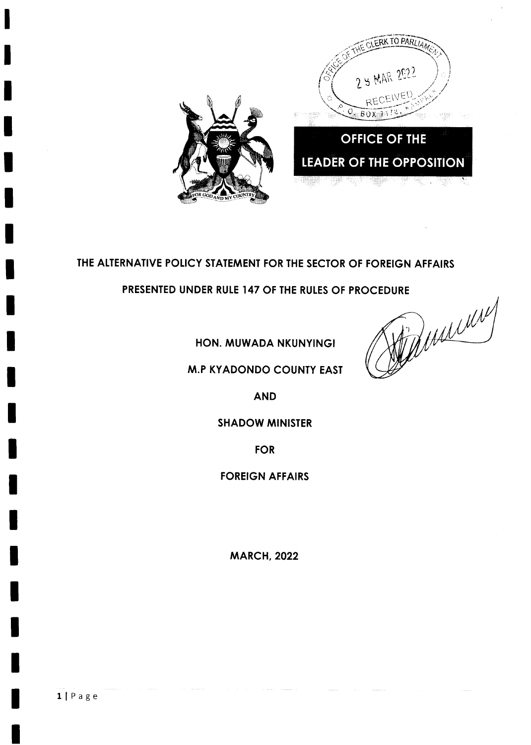OFFICE OF THE CLERK TO PARLIAMENT
29 MAR 2022
RECEIVED
P.O. BOX 7178, KAMPALA

**OFFICE OF THE LEADER OF THE OPPOSITION**

**THE ALTERNATIVE POLICY STATEMENT FOR THE SECTOR OF FOREIGN AFFAIRS**

**PRESENTED UNDER RULE 147 OF THE RULES OF PROCEDURE**

**HON. MUWADA NKUNYINGI**

**M.P KYADONDO COUNTY EAST**

**AND**

**SHADOW MINISTER**

**FOR**

**FOREIGN AFFAIRS**

**MARCH, 2022**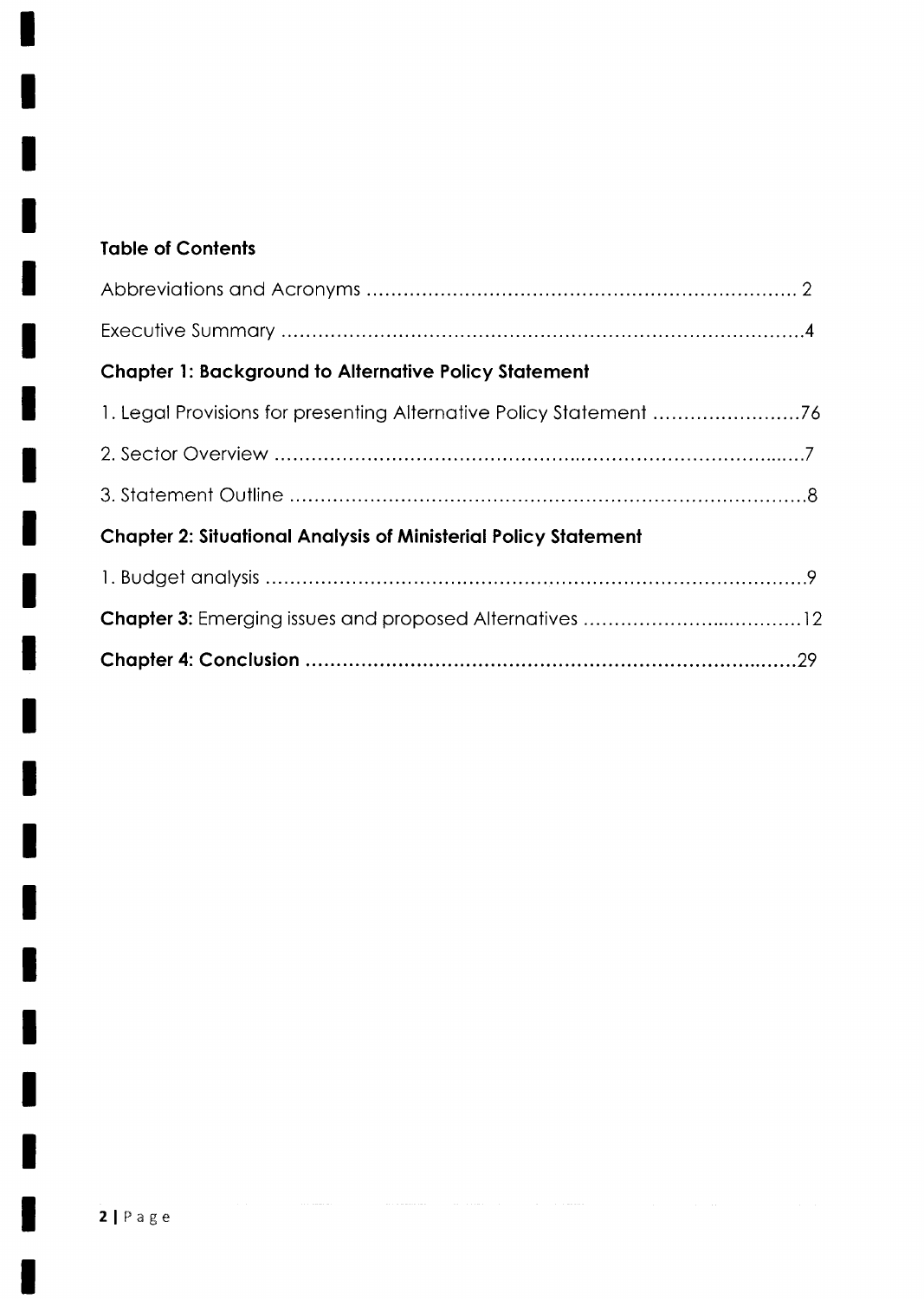**Table of Contents**

Abbreviations and Acronyms ........................................................................ 2

Executive Summary ........................................................................................4

**Chapter 1: Background to Alternative Policy Statement**

1. Legal Provisions for presenting Alternative Policy Statement ........................76

2. Sector Overview ...........................................................................................7

3. Statement Outline .........................................................................................8

**Chapter 2: Situational Analysis of Ministerial Policy Statement**

1. Budget analysis ..............................................................................................9

**Chapter 3:** Emerging issues and proposed Alternatives ...................................12

**Chapter 4: Conclusion** .....................................................................................29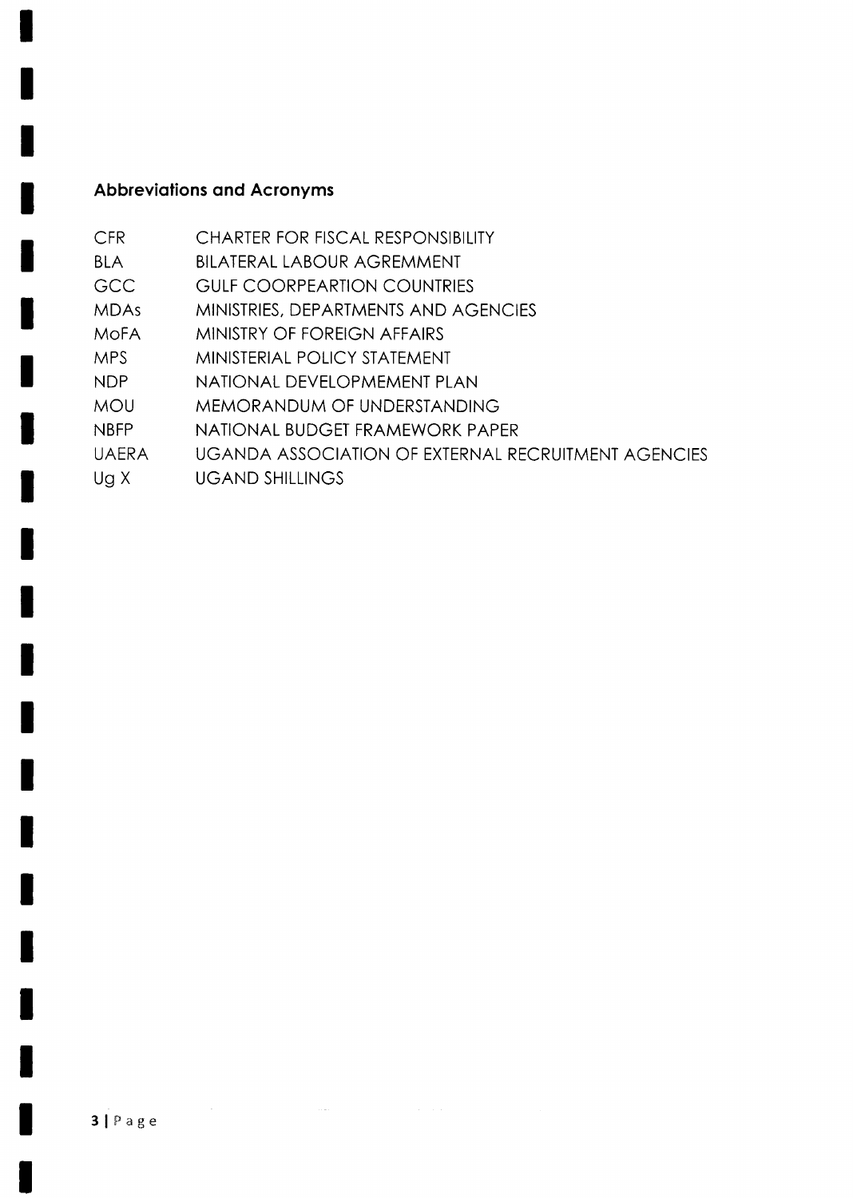## Abbreviations and Acronyms

| | |
|---|---|
| CFR | CHARTER FOR FISCAL RESPONSIBILITY |
| BLA | BILATERAL LABOUR AGREMMENT |
| GCC | GULF COORPEARTION COUNTRIES |
| MDAs | MINISTRIES, DEPARTMENTS AND AGENCIES |
| MoFA | MINISTRY OF FOREIGN AFFAIRS |
| MPS | MINISTERIAL POLICY STATEMENT |
| NDP | NATIONAL DEVELOPMEMENT PLAN |
| MOU | MEMORANDUM OF UNDERSTANDING |
| NBFP | NATIONAL BUDGET FRAMEWORK PAPER |
| UAERA | UGANDA ASSOCIATION OF EXTERNAL RECRUITMENT AGENCIES |
| Ug X | UGAND SHILLINGS |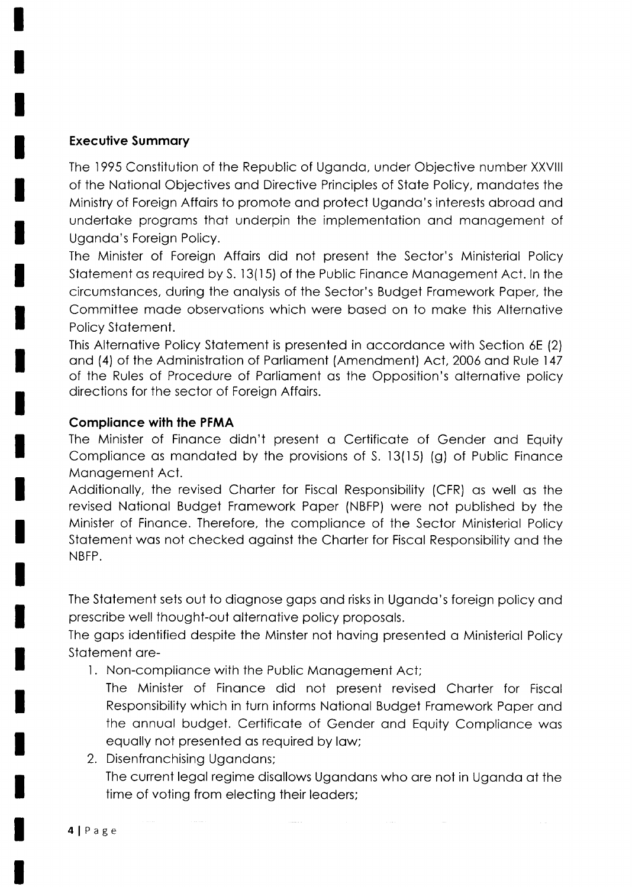## Executive Summary

The 1995 Constitution of the Republic of Uganda, under Objective number XXVIII of the National Objectives and Directive Principles of State Policy, mandates the Ministry of Foreign Affairs to promote and protect Uganda's interests abroad and undertake programs that underpin the implementation and management of Uganda's Foreign Policy.

The Minister of Foreign Affairs did not present the Sector's Ministerial Policy Statement as required by S. 13(15) of the Public Finance Management Act. In the circumstances, during the analysis of the Sector's Budget Framework Paper, the Committee made observations which were based on to make this Alternative Policy Statement.

This Alternative Policy Statement is presented in accordance with Section 6E (2) and (4) of the Administration of Parliament (Amendment) Act, 2006 and Rule 147 of the Rules of Procedure of Parliament as the Opposition's alternative policy directions for the sector of Foreign Affairs.

### Compliance with the PFMA

The Minister of Finance didn't present a Certificate of Gender and Equity Compliance as mandated by the provisions of S. 13(15) (g) of Public Finance Management Act.

Additionally, the revised Charter for Fiscal Responsibility (CFR) as well as the revised National Budget Framework Paper (NBFP) were not published by the Minister of Finance. Therefore, the compliance of the Sector Ministerial Policy Statement was not checked against the Charter for Fiscal Responsibility and the NBFP.

The Statement sets out to diagnose gaps and risks in Uganda's foreign policy and prescribe well thought-out alternative policy proposals.

The gaps identified despite the Minster not having presented a Ministerial Policy Statement are-

1. Non-compliance with the Public Management Act;
   The Minister of Finance did not present revised Charter for Fiscal Responsibility which in turn informs National Budget Framework Paper and the annual budget. Certificate of Gender and Equity Compliance was equally not presented as required by law;
2. Disenfranchising Ugandans;
   The current legal regime disallows Ugandans who are not in Uganda at the time of voting from electing their leaders;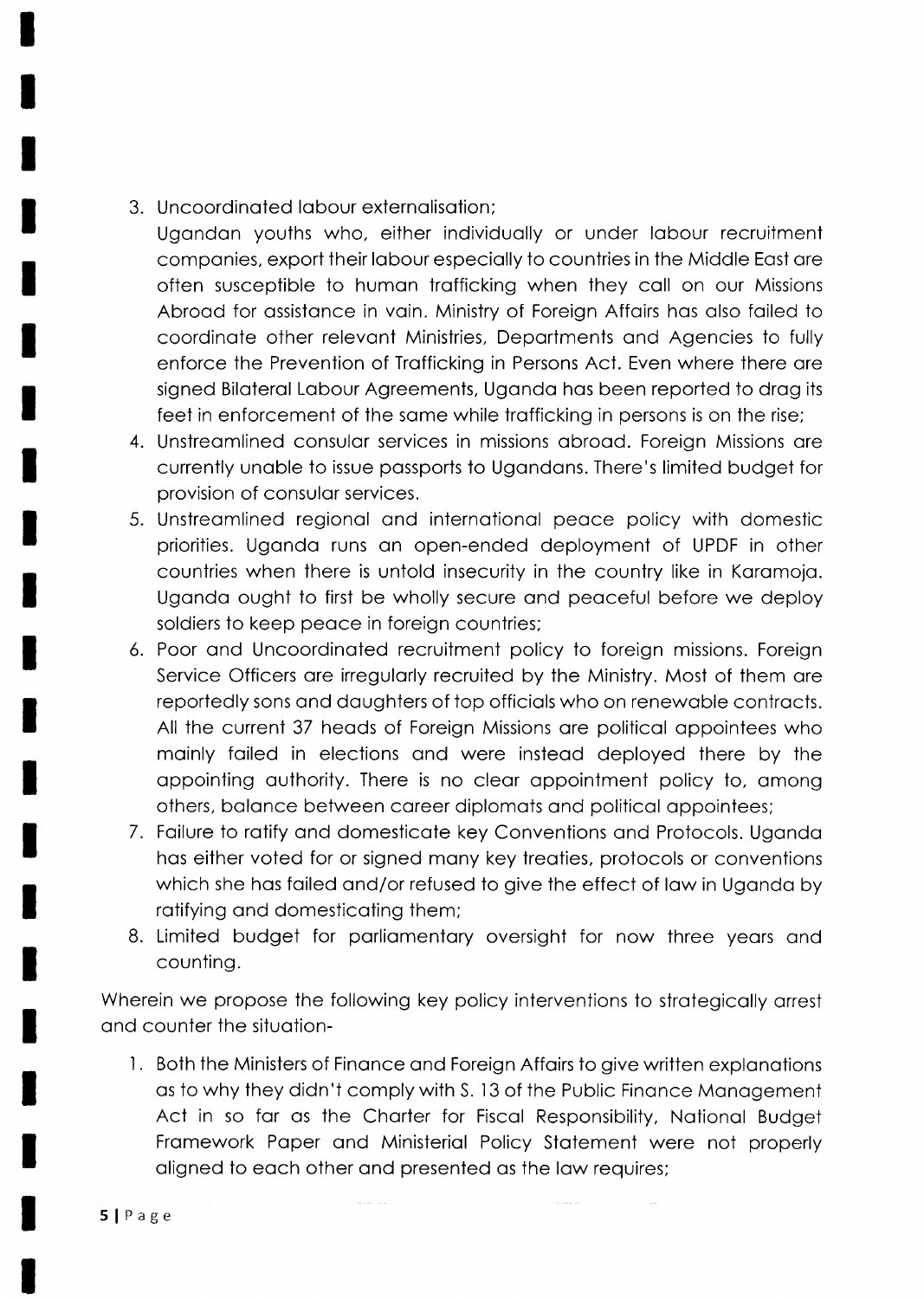3. Uncoordinated labour externalisation;
   Ugandan youths who, either individually or under labour recruitment companies, export their labour especially to countries in the Middle East are often susceptible to human trafficking when they call on our Missions Abroad for assistance in vain. Ministry of Foreign Affairs has also failed to coordinate other relevant Ministries, Departments and Agencies to fully enforce the Prevention of Trafficking in Persons Act. Even where there are signed Bilateral Labour Agreements, Uganda has been reported to drag its feet in enforcement of the same while trafficking in persons is on the rise;
4. Unstreamlined consular services in missions abroad. Foreign Missions are currently unable to issue passports to Ugandans. There's limited budget for provision of consular services.
5. Unstreamlined regional and international peace policy with domestic priorities. Uganda runs an open-ended deployment of UPDF in other countries when there is untold insecurity in the country like in Karamoja. Uganda ought to first be wholly secure and peaceful before we deploy soldiers to keep peace in foreign countries;
6. Poor and Uncoordinated recruitment policy to foreign missions. Foreign Service Officers are irregularly recruited by the Ministry. Most of them are reportedly sons and daughters of top officials who on renewable contracts. All the current 37 heads of Foreign Missions are political appointees who mainly failed in elections and were instead deployed there by the appointing authority. There is no clear appointment policy to, among others, balance between career diplomats and political appointees;
7. Failure to ratify and domesticate key Conventions and Protocols. Uganda has either voted for or signed many key treaties, protocols or conventions which she has failed and/or refused to give the effect of law in Uganda by ratifying and domesticating them;
8. Limited budget for parliamentary oversight for now three years and counting.

Wherein we propose the following key policy interventions to strategically arrest and counter the situation-

1. Both the Ministers of Finance and Foreign Affairs to give written explanations as to why they didn't comply with S. 13 of the Public Finance Management Act in so far as the Charter for Fiscal Responsibility, National Budget Framework Paper and Ministerial Policy Statement were not properly aligned to each other and presented as the law requires;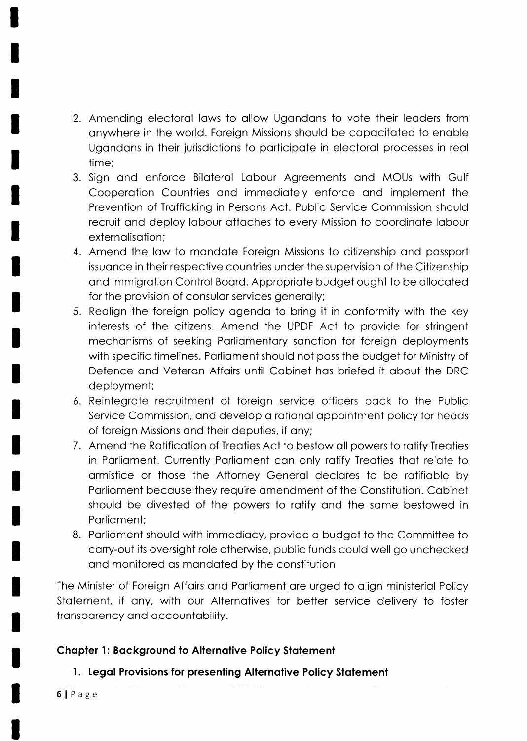2. Amending electoral laws to allow Ugandans to vote their leaders from anywhere in the world. Foreign Missions should be capacitated to enable Ugandans in their jurisdictions to participate in electoral processes in real time;
3. Sign and enforce Bilateral Labour Agreements and MOUs with Gulf Cooperation Countries and immediately enforce and implement the Prevention of Trafficking in Persons Act. Public Service Commission should recruit and deploy labour attaches to every Mission to coordinate labour externalisation;
4. Amend the law to mandate Foreign Missions to citizenship and passport issuance in their respective countries under the supervision of the Citizenship and Immigration Control Board. Appropriate budget ought to be allocated for the provision of consular services generally;
5. Realign the foreign policy agenda to bring it in conformity with the key interests of the citizens. Amend the UPDF Act to provide for stringent mechanisms of seeking Parliamentary sanction for foreign deployments with specific timelines. Parliament should not pass the budget for Ministry of Defence and Veteran Affairs until Cabinet has briefed it about the DRC deployment;
6. Reintegrate recruitment of foreign service officers back to the Public Service Commission, and develop a rational appointment policy for heads of foreign Missions and their deputies, if any;
7. Amend the Ratification of Treaties Act to bestow all powers to ratify Treaties in Parliament. Currently Parliament can only ratify Treaties that relate to armistice or those the Attorney General declares to be ratifiable by Parliament because they require amendment of the Constitution. Cabinet should be divested of the powers to ratify and the same bestowed in Parliament;
8. Parliament should with immediacy, provide a budget to the Committee to carry-out its oversight role otherwise, public funds could well go unchecked and monitored as mandated by the constitution

The Minister of Foreign Affairs and Parliament are urged to align ministerial Policy Statement, if any, with our Alternatives for better service delivery to foster transparency and accountability.

## Chapter 1: Background to Alternative Policy Statement

### 1. Legal Provisions for presenting Alternative Policy Statement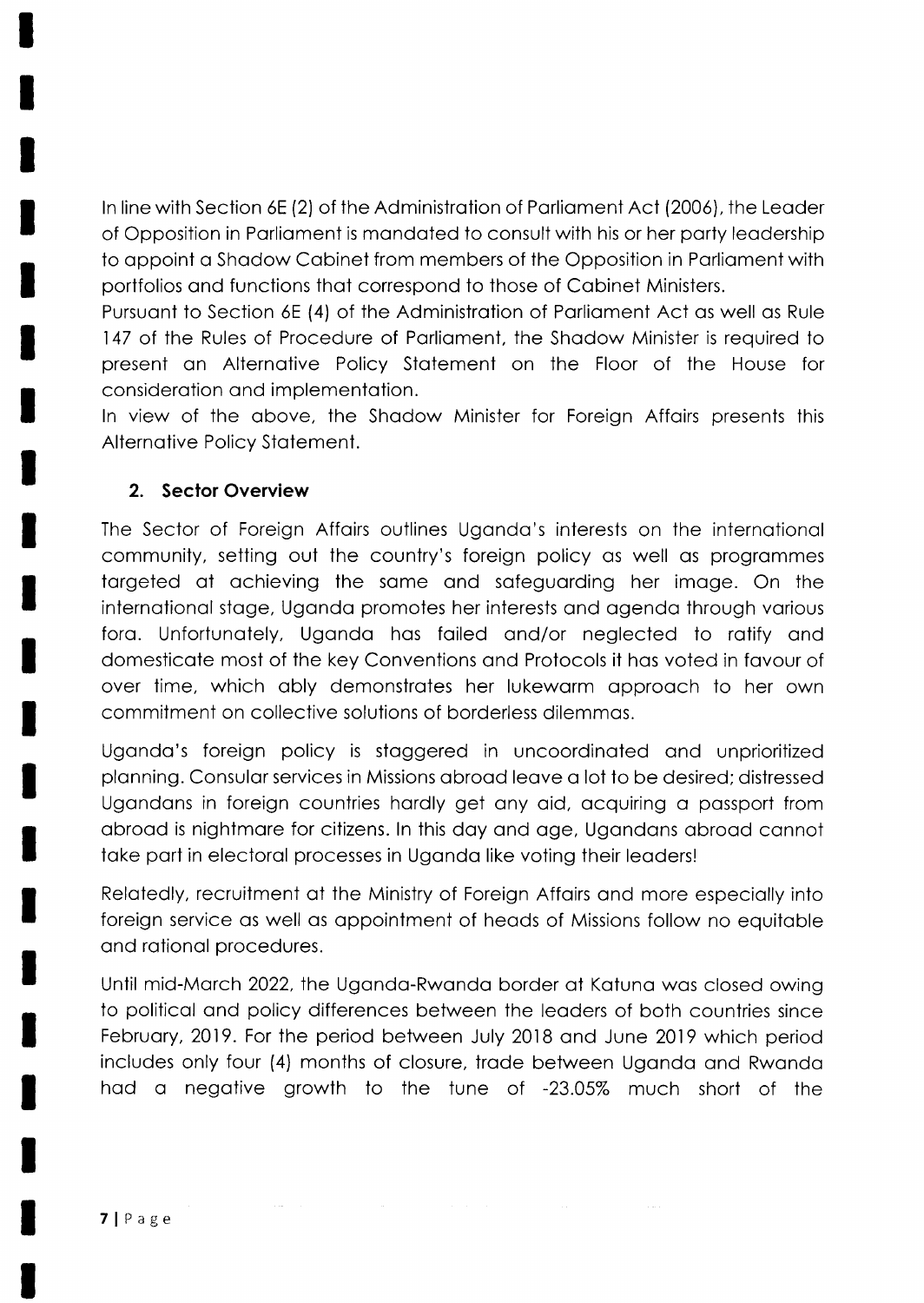In line with Section 6E (2) of the Administration of Parliament Act (2006), the Leader of Opposition in Parliament is mandated to consult with his or her party leadership to appoint a Shadow Cabinet from members of the Opposition in Parliament with portfolios and functions that correspond to those of Cabinet Ministers.

Pursuant to Section 6E (4) of the Administration of Parliament Act as well as Rule 147 of the Rules of Procedure of Parliament, the Shadow Minister is required to present an Alternative Policy Statement on the Floor of the House for consideration and implementation.

In view of the above, the Shadow Minister for Foreign Affairs presents this Alternative Policy Statement.

## 2. Sector Overview

The Sector of Foreign Affairs outlines Uganda's interests on the international community, setting out the country's foreign policy as well as programmes targeted at achieving the same and safeguarding her image. On the international stage, Uganda promotes her interests and agenda through various fora. Unfortunately, Uganda has failed and/or neglected to ratify and domesticate most of the key Conventions and Protocols it has voted in favour of over time, which ably demonstrates her lukewarm approach to her own commitment on collective solutions of borderless dilemmas.

Uganda's foreign policy is staggered in uncoordinated and unprioritized planning. Consular services in Missions abroad leave a lot to be desired; distressed Ugandans in foreign countries hardly get any aid, acquiring a passport from abroad is nightmare for citizens. In this day and age, Ugandans abroad cannot take part in electoral processes in Uganda like voting their leaders!

Relatedly, recruitment at the Ministry of Foreign Affairs and more especially into foreign service as well as appointment of heads of Missions follow no equitable and rational procedures.

Until mid-March 2022, the Uganda-Rwanda border at Katuna was closed owing to political and policy differences between the leaders of both countries since February, 2019. For the period between July 2018 and June 2019 which period includes only four (4) months of closure, trade between Uganda and Rwanda had a negative growth to the tune of -23.05% much short of the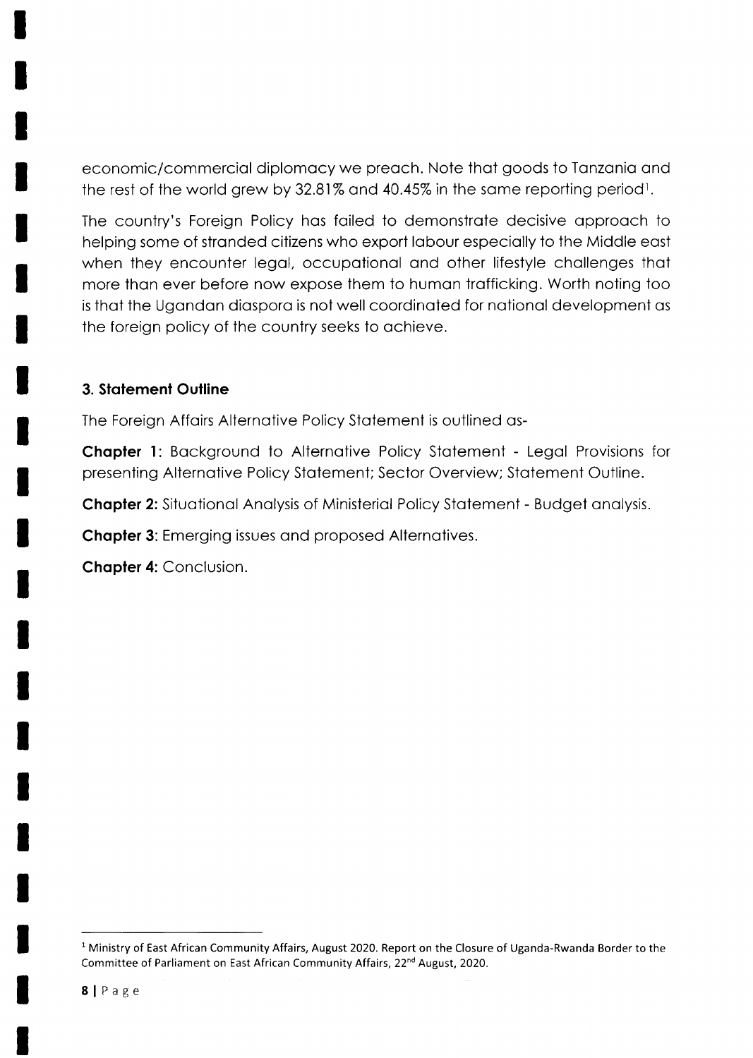economic/commercial diplomacy we preach. Note that goods to Tanzania and the rest of the world grew by 32.81% and 40.45% in the same reporting period[1].

The country's Foreign Policy has failed to demonstrate decisive approach to helping some of stranded citizens who export labour especially to the Middle east when they encounter legal, occupational and other lifestyle challenges that more than ever before now expose them to human trafficking. Worth noting too is that the Ugandan diaspora is not well coordinated for national development as the foreign policy of the country seeks to achieve.

## 3. Statement Outline

The Foreign Affairs Alternative Policy Statement is outlined as-

**Chapter 1**: Background to Alternative Policy Statement - Legal Provisions for presenting Alternative Policy Statement; Sector Overview; Statement Outline.

**Chapter 2:** Situational Analysis of Ministerial Policy Statement - Budget analysis.

**Chapter 3**: Emerging issues and proposed Alternatives.

**Chapter 4:** Conclusion.

---

[1] Ministry of East African Community Affairs, August 2020. Report on the Closure of Uganda-Rwanda Border to the Committee of Parliament on East African Community Affairs, 22nd August, 2020.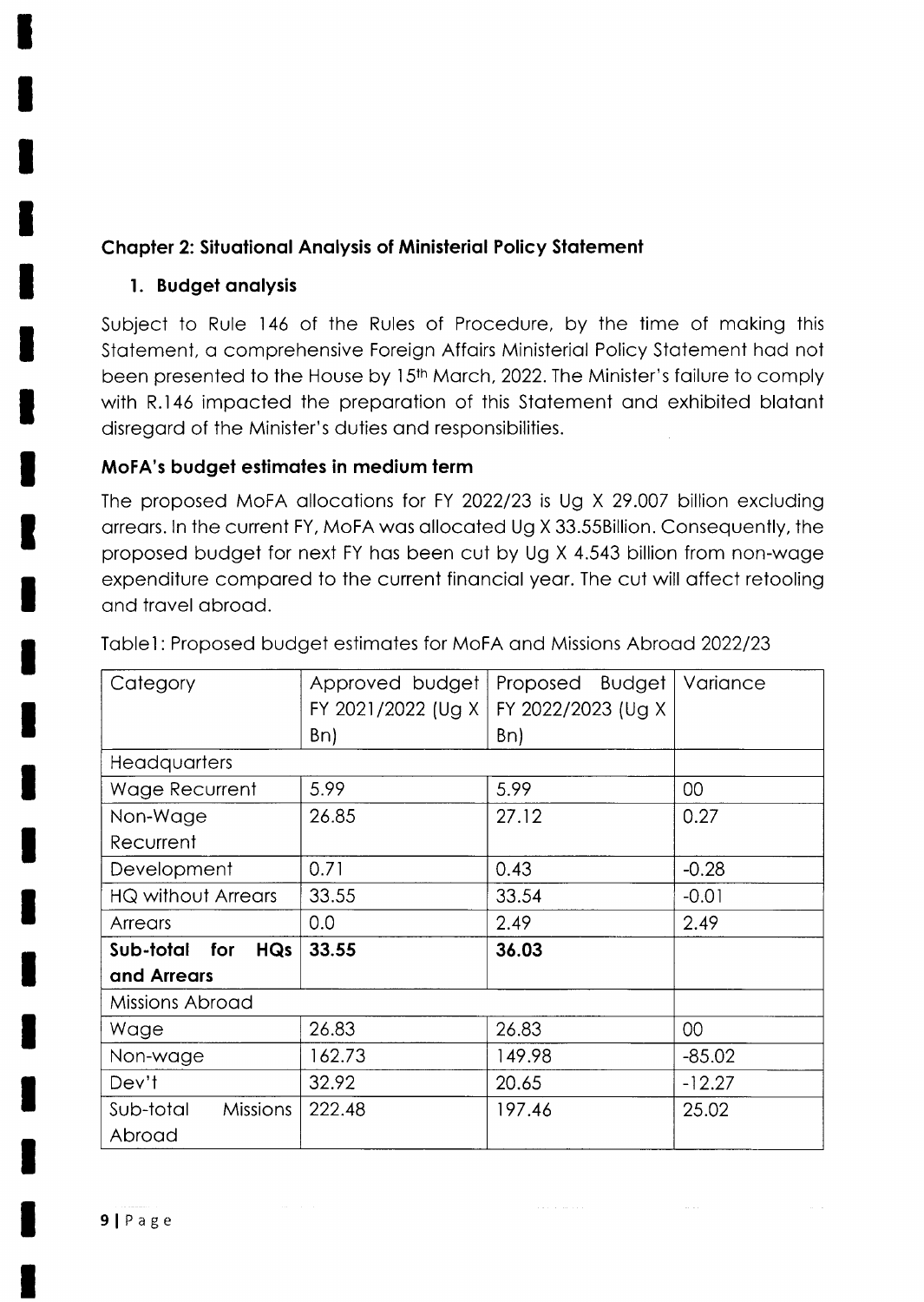## Chapter 2: Situational Analysis of Ministerial Policy Statement

### 1. Budget analysis

Subject to Rule 146 of the Rules of Procedure, by the time of making this Statement, a comprehensive Foreign Affairs Ministerial Policy Statement had not been presented to the House by 15th March, 2022. The Minister's failure to comply with R.146 impacted the preparation of this Statement and exhibited blatant disregard of the Minister's duties and responsibilities.

### MoFA's budget estimates in medium term

The proposed MoFA allocations for FY 2022/23 is Ug X 29.007 billion excluding arrears. In the current FY, MoFA was allocated Ug X 33.55Billion. Consequently, the proposed budget for next FY has been cut by Ug X 4.543 billion from non-wage expenditure compared to the current financial year. The cut will affect retooling and travel abroad.

Table1: Proposed budget estimates for MoFA and Missions Abroad 2022/23

| Category | Approved budget FY 2021/2022 (Ug X Bn) | Proposed Budget FY 2022/2023 (Ug X Bn) | Variance |
|---|---|---|---|
| Headquarters | | | |
| Wage Recurrent | 5.99 | 5.99 | 00 |
| Non-Wage Recurrent | 26.85 | 27.12 | 0.27 |
| Development | 0.71 | 0.43 | -0.28 |
| HQ without Arrears | 33.55 | 33.54 | -0.01 |
| Arrears | 0.0 | 2.49 | 2.49 |
| **Sub-total for HQs and Arrears** | **33.55** | **36.03** | |
| Missions Abroad | | | |
| Wage | 26.83 | 26.83 | 00 |
| Non-wage | 162.73 | 149.98 | -85.02 |
| Dev't | 32.92 | 20.65 | -12.27 |
| Sub-total Missions Abroad | 222.48 | 197.46 | 25.02 |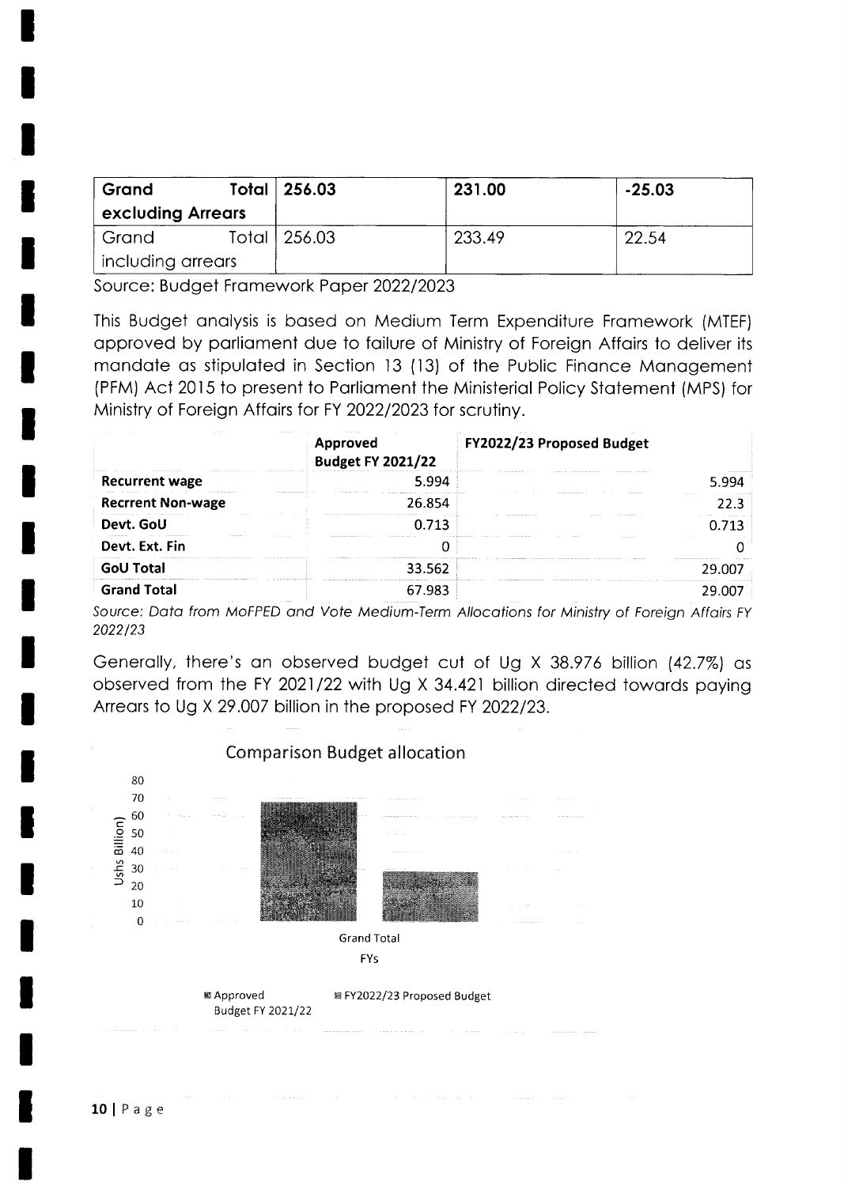| **Grand Total excluding Arrears** | **256.03** | **231.00** | **-25.03** |
|---|---|---|---|
| Grand Total including arrears | 256.03 | 233.49 | 22.54 |

Source: Budget Framework Paper 2022/2023

This Budget analysis is based on Medium Term Expenditure Framework (MTEF) approved by parliament due to failure of Ministry of Foreign Affairs to deliver its mandate as stipulated in Section 13 (13) of the Public Finance Management (PFM) Act 2015 to present to Parliament the Ministerial Policy Statement (MPS) for Ministry of Foreign Affairs for FY 2022/2023 for scrutiny.

| | **Approved Budget FY 2021/22** | **FY2022/23 Proposed Budget** |
|---|---|---|
| **Recurrent wage** | 5.994 | 5.994 |
| **Recrrent Non-wage** | 26.854 | 22.3 |
| **Devt. GoU** | 0.713 | 0.713 |
| **Devt. Ext. Fin** | 0 | 0 |
| **GoU Total** | 33.562 | 29.007 |
| **Grand Total** | 67.983 | 29.007 |

*Source: Data from MoFPED and Vote Medium-Term Allocations for Ministry of Foreign Affairs FY 2022/23*

Generally, there's an observed budget cut of Ug X 38.976 billion (42.7%) as observed from the FY 2021/22 with Ug X 34.421 billion directed towards paying Arrears to Ug X 29.007 billion in the proposed FY 2022/23.

Comparison Budget allocation

Ushs Billion) 0 10 20 30 40 50 60 70 80

Grand Total

FYs

Approved Budget FY 2021/22 | FY2022/23 Proposed Budget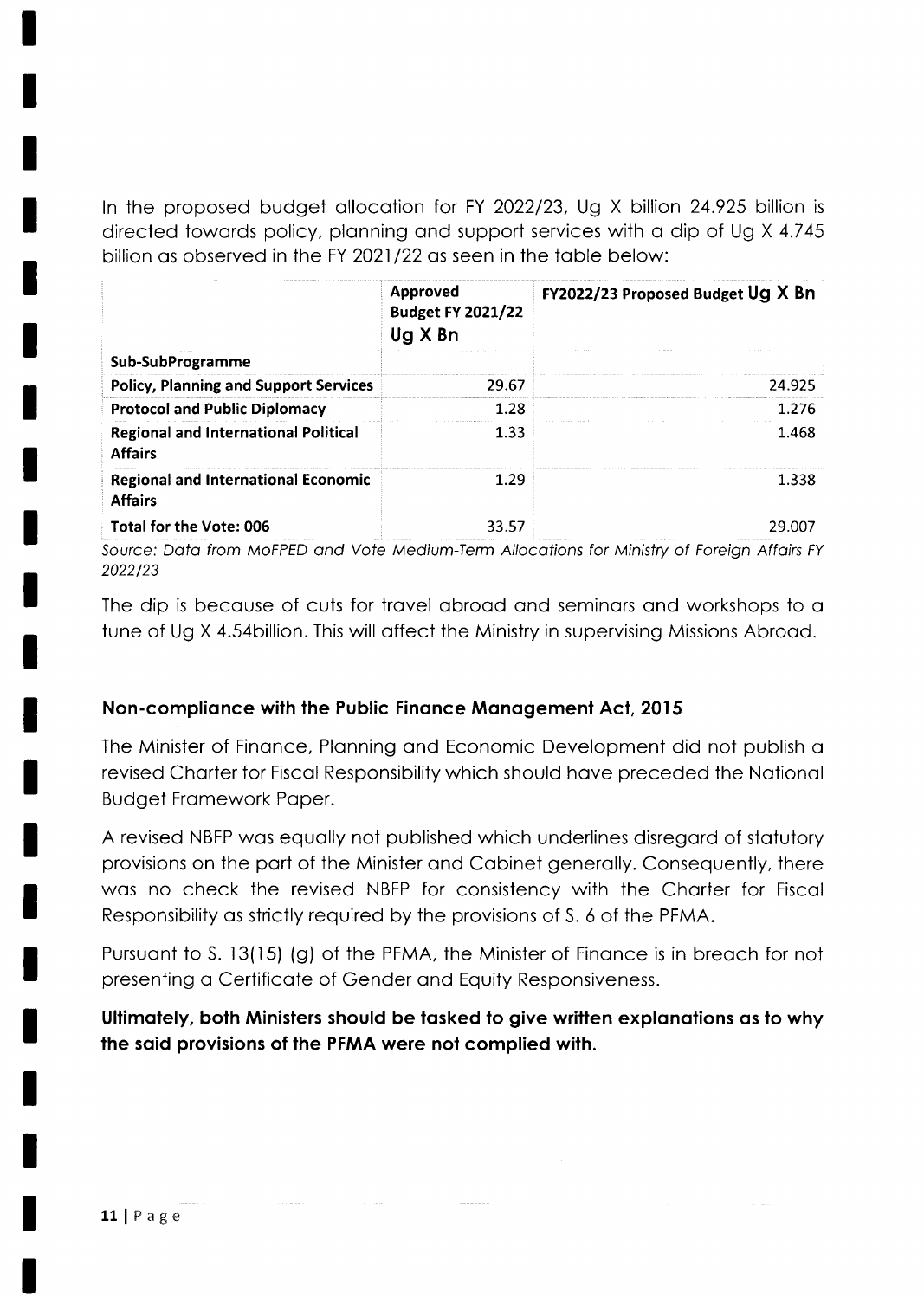In the proposed budget allocation for FY 2022/23, Ug X billion 24.925 billion is directed towards policy, planning and support services with a dip of Ug X 4.745 billion as observed in the FY 2021/22 as seen in the table below:

| Sub-SubProgramme | Approved Budget FY 2021/22 Ug X Bn | FY2022/23 Proposed Budget Ug X Bn |
|---|---|---|
| **Policy, Planning and Support Services** | 29.67 | 24.925 |
| **Protocol and Public Diplomacy** | 1.28 | 1.276 |
| **Regional and International Political Affairs** | 1.33 | 1.468 |
| **Regional and International Economic Affairs** | 1.29 | 1.338 |
| **Total for the Vote: 006** | 33.57 | 29.007 |

*Source: Data from MoFPED and Vote Medium-Term Allocations for Ministry of Foreign Affairs FY 2022/23*

The dip is because of cuts for travel abroad and seminars and workshops to a tune of Ug X 4.54billion. This will affect the Ministry in supervising Missions Abroad.

### Non-compliance with the Public Finance Management Act, 2015

The Minister of Finance, Planning and Economic Development did not publish a revised Charter for Fiscal Responsibility which should have preceded the National Budget Framework Paper.

A revised NBFP was equally not published which underlines disregard of statutory provisions on the part of the Minister and Cabinet generally. Consequently, there was no check the revised NBFP for consistency with the Charter for Fiscal Responsibility as strictly required by the provisions of S. 6 of the PFMA.

Pursuant to S. 13(15) (g) of the PFMA, the Minister of Finance is in breach for not presenting a Certificate of Gender and Equity Responsiveness.

**Ultimately, both Ministers should be tasked to give written explanations as to why the said provisions of the PFMA were not complied with.**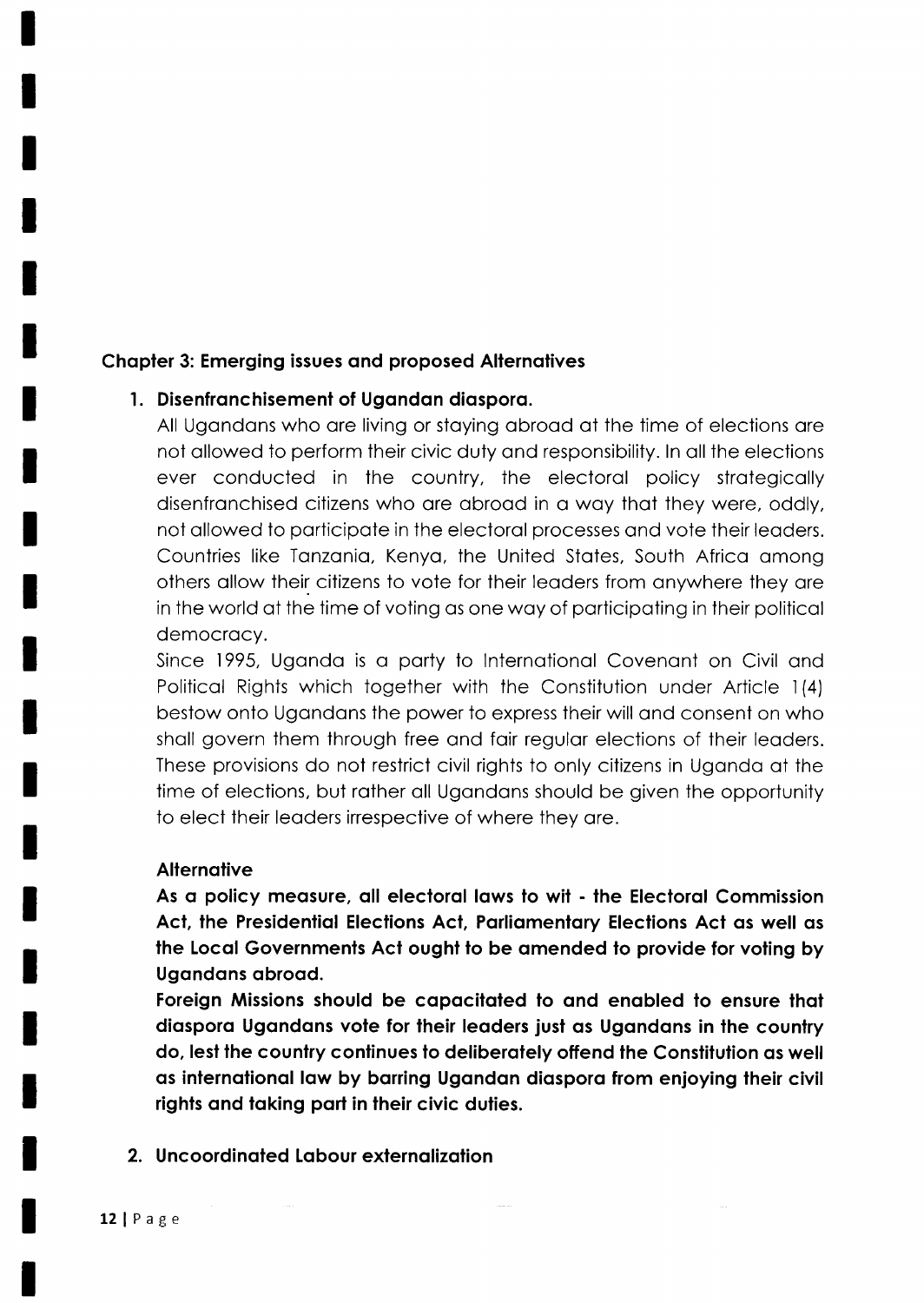## Chapter 3: Emerging issues and proposed Alternatives

### 1. Disenfranchisement of Ugandan diaspora.

All Ugandans who are living or staying abroad at the time of elections are not allowed to perform their civic duty and responsibility. In all the elections ever conducted in the country, the electoral policy strategically disenfranchised citizens who are abroad in a way that they were, oddly, not allowed to participate in the electoral processes and vote their leaders. Countries like Tanzania, Kenya, the United States, South Africa among others allow their citizens to vote for their leaders from anywhere they are in the world at the time of voting as one way of participating in their political democracy.

Since 1995, Uganda is a party to International Covenant on Civil and Political Rights which together with the Constitution under Article 1(4) bestow onto Ugandans the power to express their will and consent on who shall govern them through free and fair regular elections of their leaders. These provisions do not restrict civil rights to only citizens in Uganda at the time of elections, but rather all Ugandans should be given the opportunity to elect their leaders irrespective of where they are.

#### Alternative

**As a policy measure, all electoral laws to wit - the Electoral Commission Act, the Presidential Elections Act, Parliamentary Elections Act as well as the Local Governments Act ought to be amended to provide for voting by Ugandans abroad.**

**Foreign Missions should be capacitated to and enabled to ensure that diaspora Ugandans vote for their leaders just as Ugandans in the country do, lest the country continues to deliberately offend the Constitution as well as international law by barring Ugandan diaspora from enjoying their civil rights and taking part in their civic duties.**

### 2. Uncoordinated Labour externalization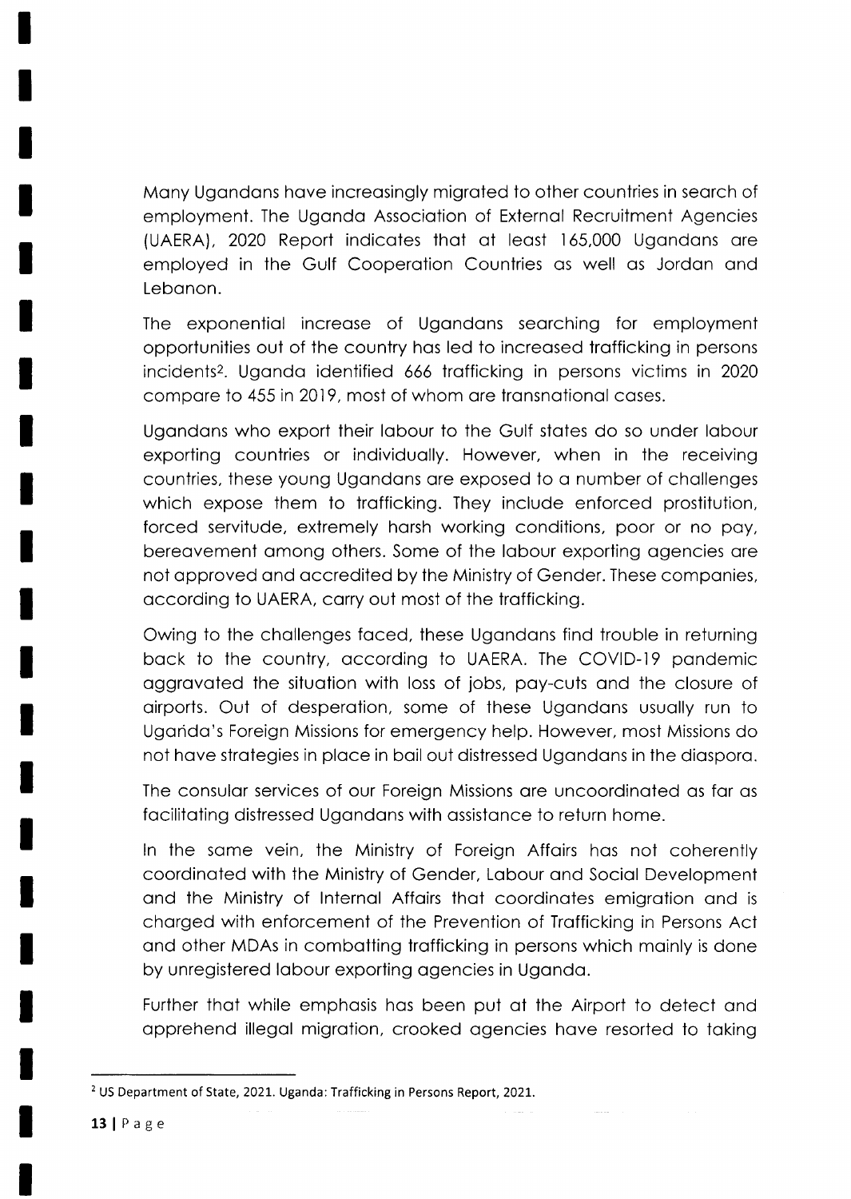Many Ugandans have increasingly migrated to other countries in search of employment. The Uganda Association of External Recruitment Agencies (UAERA), 2020 Report indicates that at least 165,000 Ugandans are employed in the Gulf Cooperation Countries as well as Jordan and Lebanon.

The exponential increase of Ugandans searching for employment opportunities out of the country has led to increased trafficking in persons incidents[2]. Uganda identified 666 trafficking in persons victims in 2020 compare to 455 in 2019, most of whom are transnational cases.

Ugandans who export their labour to the Gulf states do so under labour exporting countries or individually. However, when in the receiving countries, these young Ugandans are exposed to a number of challenges which expose them to trafficking. They include enforced prostitution, forced servitude, extremely harsh working conditions, poor or no pay, bereavement among others. Some of the labour exporting agencies are not approved and accredited by the Ministry of Gender. These companies, according to UAERA, carry out most of the trafficking.

Owing to the challenges faced, these Ugandans find trouble in returning back to the country, according to UAERA. The COVID-19 pandemic aggravated the situation with loss of jobs, pay-cuts and the closure of airports. Out of desperation, some of these Ugandans usually run to Uganda's Foreign Missions for emergency help. However, most Missions do not have strategies in place in bail out distressed Ugandans in the diaspora.

The consular services of our Foreign Missions are uncoordinated as far as facilitating distressed Ugandans with assistance to return home.

In the same vein, the Ministry of Foreign Affairs has not coherently coordinated with the Ministry of Gender, Labour and Social Development and the Ministry of Internal Affairs that coordinates emigration and is charged with enforcement of the Prevention of Trafficking in Persons Act and other MDAs in combatting trafficking in persons which mainly is done by unregistered labour exporting agencies in Uganda.

Further that while emphasis has been put at the Airport to detect and apprehend illegal migration, crooked agencies have resorted to taking

---

[2] US Department of State, 2021. Uganda: Trafficking in Persons Report, 2021.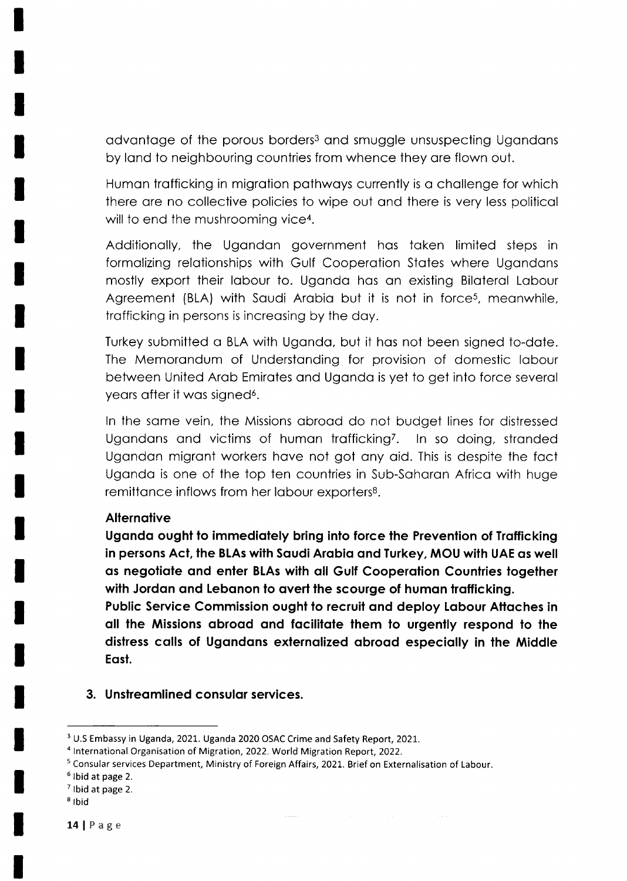advantage of the porous borders[3] and smuggle unsuspecting Ugandans by land to neighbouring countries from whence they are flown out.

Human trafficking in migration pathways currently is a challenge for which there are no collective policies to wipe out and there is very less political will to end the mushrooming vice[4].

Additionally, the Ugandan government has taken limited steps in formalizing relationships with Gulf Cooperation States where Ugandans mostly export their labour to. Uganda has an existing Bilateral Labour Agreement (BLA) with Saudi Arabia but it is not in force[5], meanwhile, trafficking in persons is increasing by the day.

Turkey submitted a BLA with Uganda, but it has not been signed to-date. The Memorandum of Understanding for provision of domestic labour between United Arab Emirates and Uganda is yet to get into force several years after it was signed[6].

In the same vein, the Missions abroad do not budget lines for distressed Ugandans and victims of human trafficking[7]. In so doing, stranded Ugandan migrant workers have not got any aid. This is despite the fact Uganda is one of the top ten countries in Sub-Saharan Africa with huge remittance inflows from her labour exporters[8].

**Alternative**

**Uganda ought to immediately bring into force the Prevention of Trafficking in persons Act, the BLAs with Saudi Arabia and Turkey, MOU with UAE as well as negotiate and enter BLAs with all Gulf Cooperation Countries together with Jordan and Lebanon to avert the scourge of human trafficking.**

**Public Service Commission ought to recruit and deploy Labour Attaches in all the Missions abroad and facilitate them to urgently respond to the distress calls of Ugandans externalized abroad especially in the Middle East.**

3. **Unstreamlined consular services.**

---

[3] U.S Embassy in Uganda, 2021. Uganda 2020 OSAC Crime and Safety Report, 2021.

[4] International Organisation of Migration, 2022. World Migration Report, 2022.

[5] Consular services Department, Ministry of Foreign Affairs, 2021. Brief on Externalisation of Labour.

[6] Ibid at page 2.

[7] Ibid at page 2.

[8] Ibid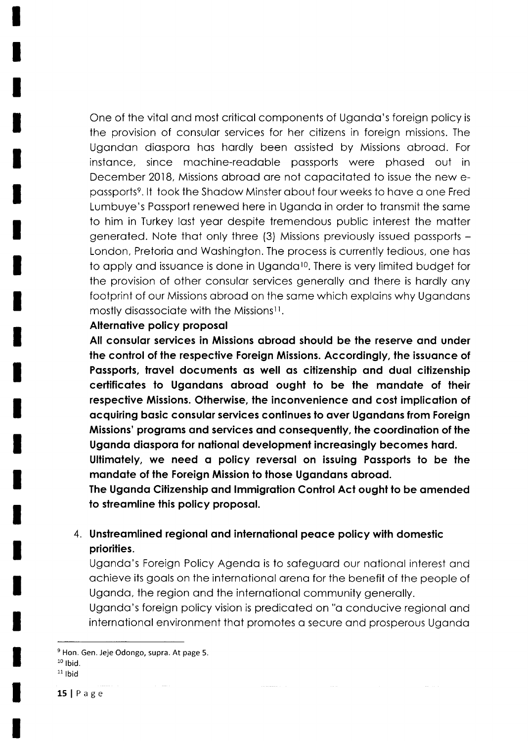One of the vital and most critical components of Uganda's foreign policy is the provision of consular services for her citizens in foreign missions. The Ugandan diaspora has hardly been assisted by Missions abroad. For instance, since machine-readable passports were phased out in December 2018, Missions abroad are not capacitated to issue the new e-passports[9]. It took the Shadow Minster about four weeks to have a one Fred Lumbuye's Passport renewed here in Uganda in order to transmit the same to him in Turkey last year despite tremendous public interest the matter generated. Note that only three (3) Missions previously issued passports – London, Pretoria and Washington. The process is currently tedious, one has to apply and issuance is done in Uganda[10]. There is very limited budget for the provision of other consular services generally and there is hardly any footprint of our Missions abroad on the same which explains why Ugandans mostly disassociate with the Missions[11].

**Alternative policy proposal**

**All consular services in Missions abroad should be the reserve and under the control of the respective Foreign Missions. Accordingly, the issuance of Passports, travel documents as well as citizenship and dual citizenship certificates to Ugandans abroad ought to be the mandate of their respective Missions. Otherwise, the inconvenience and cost implication of acquiring basic consular services continues to aver Ugandans from Foreign Missions' programs and services and consequently, the coordination of the Uganda diaspora for national development increasingly becomes hard.**

**Ultimately, we need a policy reversal on issuing Passports to be the mandate of the Foreign Mission to those Ugandans abroad.**

**The Uganda Citizenship and Immigration Control Act ought to be amended to streamline this policy proposal.**

4. **Unstreamlined regional and international peace policy with domestic priorities.**

   Uganda's Foreign Policy Agenda is to safeguard our national interest and achieve its goals on the international arena for the benefit of the people of Uganda, the region and the international community generally.

   Uganda's foreign policy vision is predicated on "a conducive regional and international environment that promotes a secure and prosperous Uganda

---

[9] Hon. Gen. Jeje Odongo, supra. At page 5.

[10] Ibid.

[11] Ibid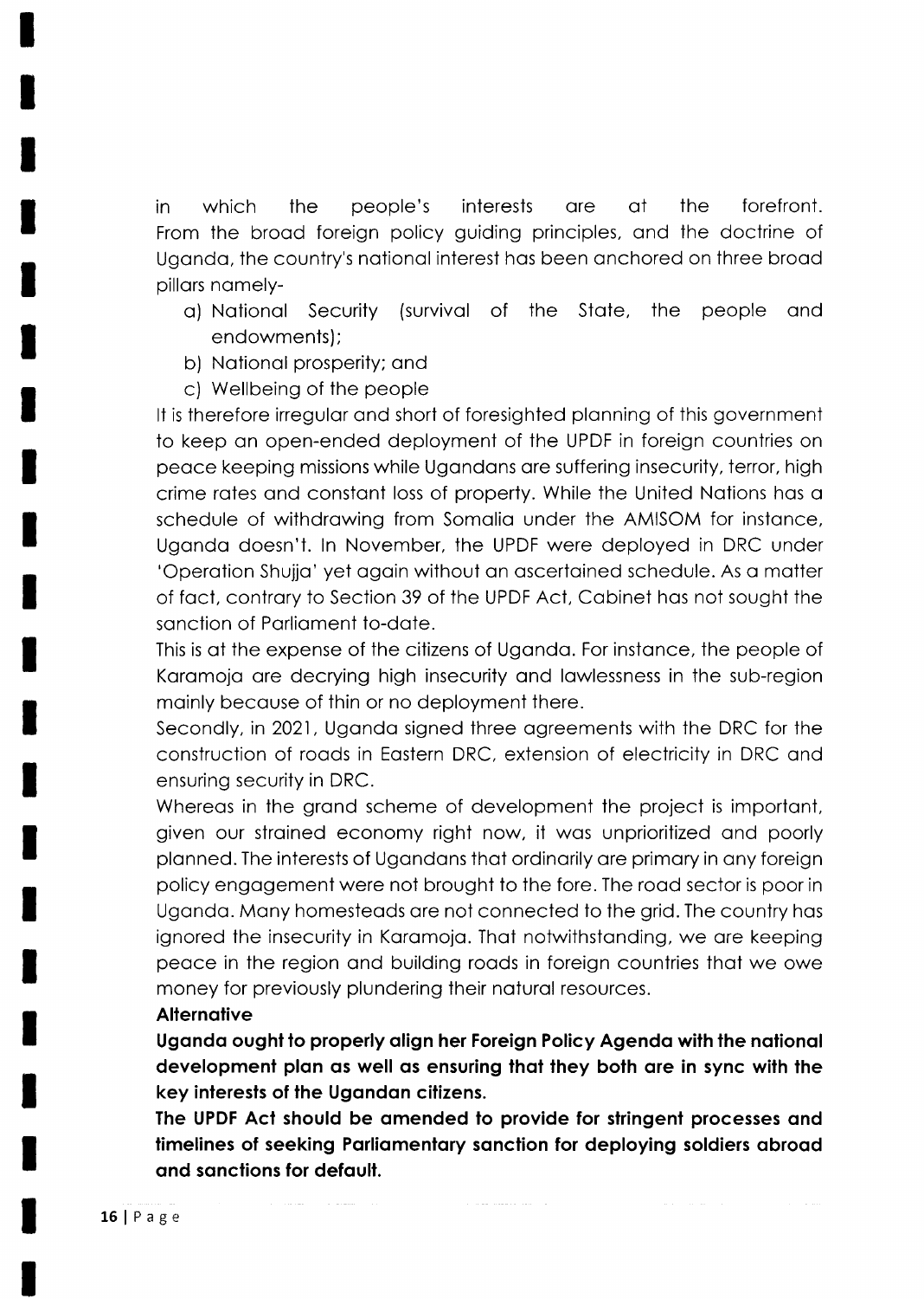in which the people's interests are at the forefront. From the broad foreign policy guiding principles, and the doctrine of Uganda, the country's national interest has been anchored on three broad pillars namely-

a) National Security (survival of the State, the people and endowments);
b) National prosperity; and
c) Wellbeing of the people

It is therefore irregular and short of foresighted planning of this government to keep an open-ended deployment of the UPDF in foreign countries on peace keeping missions while Ugandans are suffering insecurity, terror, high crime rates and constant loss of property. While the United Nations has a schedule of withdrawing from Somalia under the AMISOM for instance, Uganda doesn't. In November, the UPDF were deployed in DRC under 'Operation Shujja' yet again without an ascertained schedule. As a matter of fact, contrary to Section 39 of the UPDF Act, Cabinet has not sought the sanction of Parliament to-date.

This is at the expense of the citizens of Uganda. For instance, the people of Karamoja are decrying high insecurity and lawlessness in the sub-region mainly because of thin or no deployment there.

Secondly, in 2021, Uganda signed three agreements with the DRC for the construction of roads in Eastern DRC, extension of electricity in DRC and ensuring security in DRC.

Whereas in the grand scheme of development the project is important, given our strained economy right now, it was unprioritized and poorly planned. The interests of Ugandans that ordinarily are primary in any foreign policy engagement were not brought to the fore. The road sector is poor in Uganda. Many homesteads are not connected to the grid. The country has ignored the insecurity in Karamoja. That notwithstanding, we are keeping peace in the region and building roads in foreign countries that we owe money for previously plundering their natural resources.

**Alternative**

**Uganda ought to properly align her Foreign Policy Agenda with the national development plan as well as ensuring that they both are in sync with the key interests of the Ugandan citizens.**

**The UPDF Act should be amended to provide for stringent processes and timelines of seeking Parliamentary sanction for deploying soldiers abroad and sanctions for default.**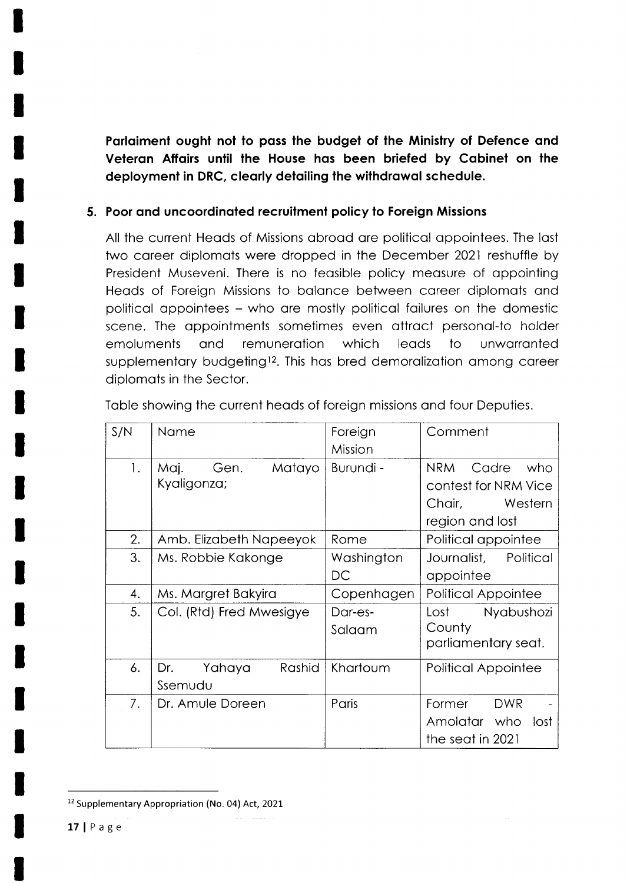**Parliament ought not to pass the budget of the Ministry of Defence and Veteran Affairs until the House has been briefed by Cabinet on the deployment in DRC, clearly detailing the withdrawal schedule.**

## 5. Poor and uncoordinated recruitment policy to Foreign Missions

All the current Heads of Missions abroad are political appointees. The last two career diplomats were dropped in the December 2021 reshuffle by President Museveni. There is no feasible policy measure of appointing Heads of Foreign Missions to balance between career diplomats and political appointees – who are mostly political failures on the domestic scene. The appointments sometimes even attract personal-to holder emoluments and remuneration which leads to unwarranted supplementary budgeting[12]. This has bred demoralization among career diplomats in the Sector.

Table showing the current heads of foreign missions and four Deputies.

| S/N | Name | Foreign Mission | Comment |
|---|---|---|---|
| 1. | Maj. Gen. Matayo Kyaligonza; | Burundi - | NRM Cadre who contest for NRM Vice Chair, Western region and lost |
| 2. | Amb. Elizabeth Napeeyok | Rome | Political appointee |
| 3. | Ms. Robbie Kakonge | Washington DC | Journalist, Political appointee |
| 4. | Ms. Margret Bakyira | Copenhagen | Political Appointee |
| 5. | Col. (Rtd) Fred Mwesigye | Dar-es-Salaam | Lost Nyabushozi County parliamentary seat. |
| 6. | Dr. Yahaya Rashid Ssemudu | Khartoum | Political Appointee |
| 7. | Dr. Amule Doreen | Paris | Former DWR - Amolatar who lost the seat in 2021 |

[12] Supplementary Appropriation (No. 04) Act, 2021